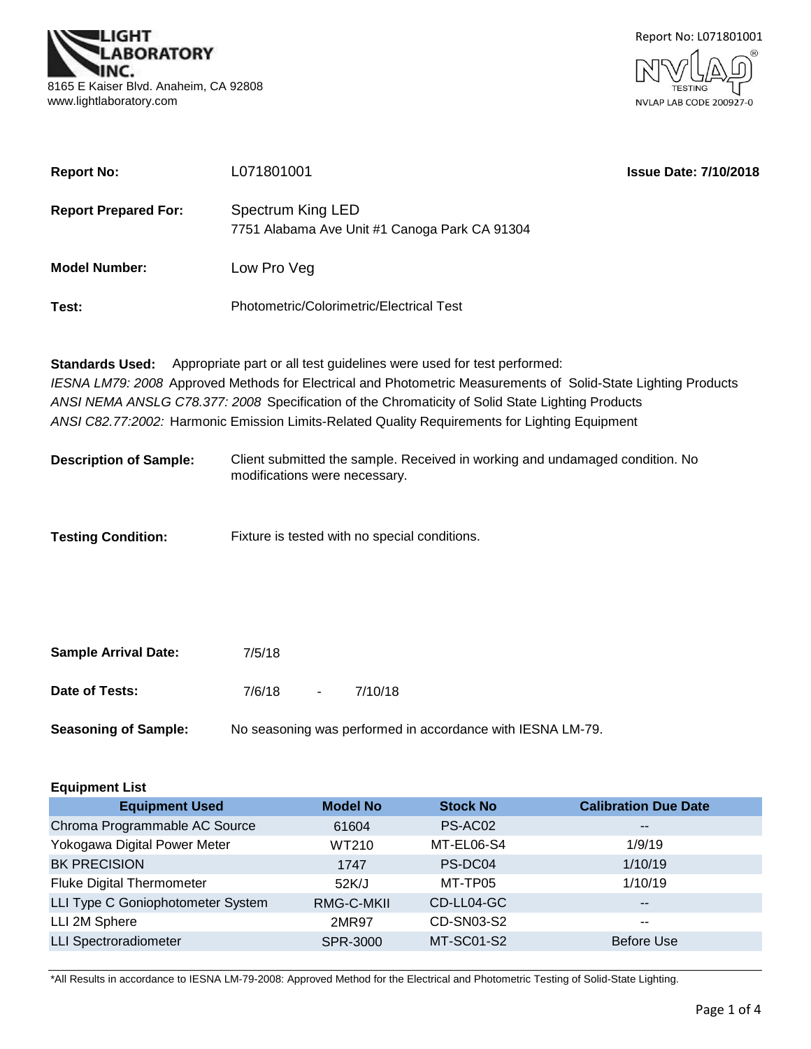LIGHT LABORATORY INC.
8165 E Kaiser Blvd. Anaheim, CA 92808
www.lightlaboratory.com

Report No: L071801001

NVLAP TESTING
NVLAP LAB CODE 200927-0

**Report No:** L071801001 **Issue Date: 7/10/2018**

**Report Prepared For:** Spectrum King LED
7751 Alabama Ave Unit #1 Canoga Park CA 91304

**Model Number:** Low Pro Veg

**Test:** Photometric/Colorimetric/Electrical Test

**Standards Used:** Appropriate part or all test guidelines were used for test performed:
*IESNA LM79: 2008* Approved Methods for Electrical and Photometric Measurements of Solid-State Lighting Products
*ANSI NEMA ANSLG C78.377: 2008* Specification of the Chromaticity of Solid State Lighting Products
*ANSI C82.77:2002:* Harmonic Emission Limits-Related Quality Requirements for Lighting Equipment

**Description of Sample:** Client submitted the sample. Received in working and undamaged condition. No modifications were necessary.

**Testing Condition:** Fixture is tested with no special conditions.

**Sample Arrival Date:** 7/5/18

**Date of Tests:** 7/6/18 - 7/10/18

**Seasoning of Sample:** No seasoning was performed in accordance with IESNA LM-79.

**Equipment List**

| Equipment Used | Model No | Stock No | Calibration Due Date |
|---|---|---|---|
| Chroma Programmable AC Source | 61604 | PS-AC02 | -- |
| Yokogawa Digital Power Meter | WT210 | MT-EL06-S4 | 1/9/19 |
| BK PRECISION | 1747 | PS-DC04 | 1/10/19 |
| Fluke Digital Thermometer | 52K/J | MT-TP05 | 1/10/19 |
| LLI Type C Goniophotometer System | RMG-C-MKII | CD-LL04-GC | -- |
| LLI 2M Sphere | 2MR97 | CD-SN03-S2 | -- |
| LLI Spectroradiometer | SPR-3000 | MT-SC01-S2 | Before Use |

*All Results in accordance to IESNA LM-79-2008: Approved Method for the Electrical and Photometric Testing of Solid-State Lighting.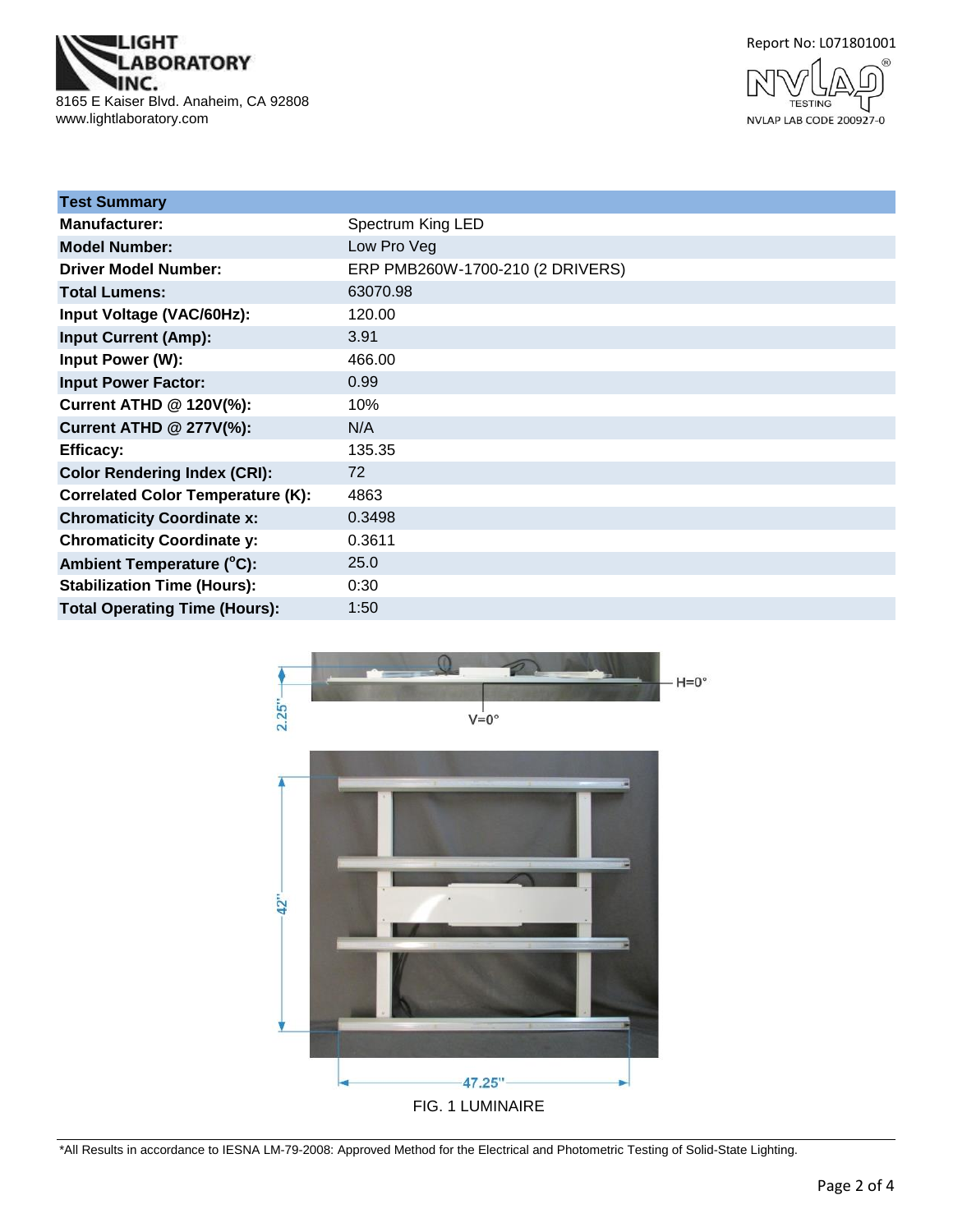LIGHT LABORATORY INC.
8165 E Kaiser Blvd. Anaheim, CA 92808
www.lightlaboratory.com

Report No: L071801001

NVLAP LAB CODE 200927-0

| Test Summary | |
|---|---|
| **Manufacturer:** | Spectrum King LED |
| **Model Number:** | Low Pro Veg |
| **Driver Model Number:** | ERP PMB260W-1700-210 (2 DRIVERS) |
| **Total Lumens:** | 63070.98 |
| **Input Voltage (VAC/60Hz):** | 120.00 |
| **Input Current (Amp):** | 3.91 |
| **Input Power (W):** | 466.00 |
| **Input Power Factor:** | 0.99 |
| **Current ATHD @ 120V(%):** | 10% |
| **Current ATHD @ 277V(%):** | N/A |
| **Efficacy:** | 135.35 |
| **Color Rendering Index (CRI):** | 72 |
| **Correlated Color Temperature (K):** | 4863 |
| **Chromaticity Coordinate x:** | 0.3498 |
| **Chromaticity Coordinate y:** | 0.3611 |
| **Ambient Temperature (°C):** | 25.0 |
| **Stabilization Time (Hours):** | 0:30 |
| **Total Operating Time (Hours):** | 1:50 |

2.25" H=0° V=0°

42" 47.25"

FIG. 1 LUMINAIRE

*All Results in accordance to IESNA LM-79-2008: Approved Method for the Electrical and Photometric Testing of Solid-State Lighting.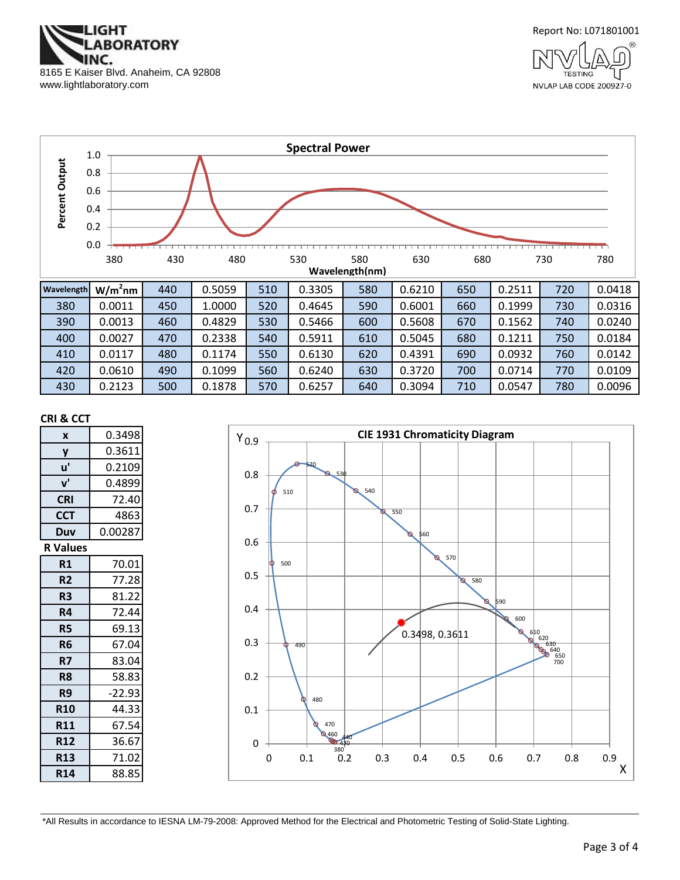LIGHT LABORATORY INC.
8165 E Kaiser Blvd. Anaheim, CA 92808
www.lightlaboratory.com

Report No: L071801001

NVLAP LAB CODE 200927-0

## Spectral Power

| Wavelength | W/m²nm | Wavelength | W/m²nm | Wavelength | W/m²nm | Wavelength | W/m²nm | Wavelength | W/m²nm | Wavelength | W/m²nm |
|---|---|---|---|---|---|---|---|---|---|---|---|
| 380 | 0.0011 | 440 | 0.5059 | 510 | 0.3305 | 580 | 0.6210 | 650 | 0.2511 | 720 | 0.0418 |
| 390 | 0.0013 | 450 | 1.0000 | 520 | 0.4645 | 590 | 0.6001 | 660 | 0.1999 | 730 | 0.0316 |
| 400 | 0.0027 | 460 | 0.4829 | 530 | 0.5466 | 600 | 0.5608 | 670 | 0.1562 | 740 | 0.0240 |
| 410 | 0.0117 | 470 | 0.2338 | 540 | 0.5911 | 610 | 0.5045 | 680 | 0.1211 | 750 | 0.0184 |
| 420 | 0.0610 | 480 | 0.1174 | 550 | 0.6130 | 620 | 0.4391 | 690 | 0.0932 | 760 | 0.0142 |
| 430 | 0.2123 | 490 | 0.1099 | 560 | 0.6240 | 630 | 0.3720 | 700 | 0.0714 | 770 | 0.0109 |
|  |  | 500 | 0.1878 | 570 | 0.6257 | 640 | 0.3094 | 710 | 0.0547 | 780 | 0.0096 |

## CRI & CCT

| Parameter | Value |
|---|---|
| x | 0.3498 |
| y | 0.3611 |
| u' | 0.2109 |
| v' | 0.4899 |
| CRI | 72.40 |
| CCT | 4863 |
| Duv | 0.00287 |

## R Values

| R | Value |
|---|---|
| R1 | 70.01 |
| R2 | 77.28 |
| R3 | 81.22 |
| R4 | 72.44 |
| R5 | 69.13 |
| R6 | 67.04 |
| R7 | 83.04 |
| R8 | 58.83 |
| R9 | -22.93 |
| R10 | 44.33 |
| R11 | 67.54 |
| R12 | 36.67 |
| R13 | 71.02 |
| R14 | 88.85 |

## CIE 1931 Chromaticity Diagram

0.3498, 0.3611

*All Results in accordance to IESNA LM-79-2008: Approved Method for the Electrical and Photometric Testing of Solid-State Lighting.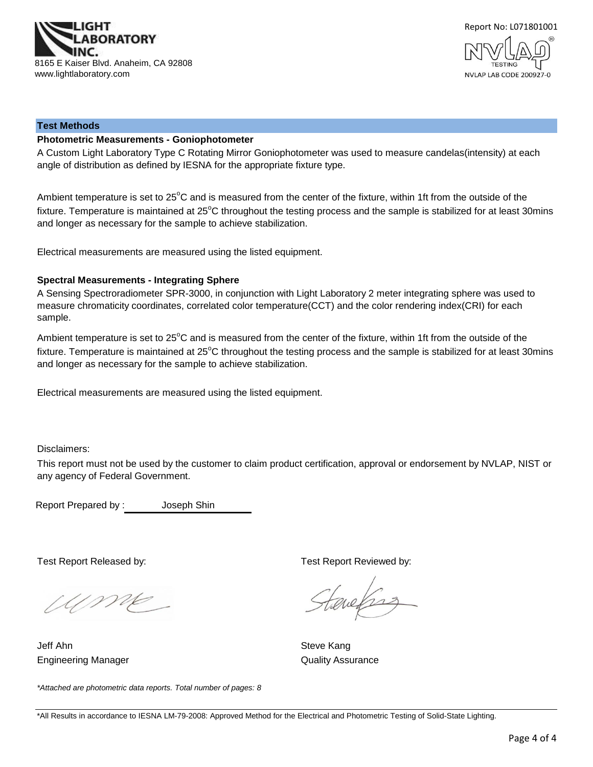LIGHT LABORATORY INC.
8165 E Kaiser Blvd. Anaheim, CA 92808
www.lightlaboratory.com

Report No: L071801001

NVLAP LAB CODE 200927-0

## Test Methods

### Photometric Measurements - Goniophotometer

A Custom Light Laboratory Type C Rotating Mirror Goniophotometer was used to measure candelas(intensity) at each angle of distribution as defined by IESNA for the appropriate fixture type.

Ambient temperature is set to 25°C and is measured from the center of the fixture, within 1ft from the outside of the fixture. Temperature is maintained at 25°C throughout the testing process and the sample is stabilized for at least 30mins and longer as necessary for the sample to achieve stabilization.

Electrical measurements are measured using the listed equipment.

### Spectral Measurements - Integrating Sphere

A Sensing Spectroradiometer SPR-3000, in conjunction with Light Laboratory 2 meter integrating sphere was used to measure chromaticity coordinates, correlated color temperature(CCT) and the color rendering index(CRI) for each sample.

Ambient temperature is set to 25°C and is measured from the center of the fixture, within 1ft from the outside of the fixture. Temperature is maintained at 25°C throughout the testing process and the sample is stabilized for at least 30mins and longer as necessary for the sample to achieve stabilization.

Electrical measurements are measured using the listed equipment.

Disclaimers:

This report must not be used by the customer to claim product certification, approval or endorsement by NVLAP, NIST or any agency of Federal Government.

Report Prepared by : Joseph Shin

Test Report Released by:

Jeff Ahn
Engineering Manager

Test Report Reviewed by:

Steve Kang
Quality Assurance

*\*Attached are photometric data reports. Total number of pages: 8*

\*All Results in accordance to IESNA LM-79-2008: Approved Method for the Electrical and Photometric Testing of Solid-State Lighting.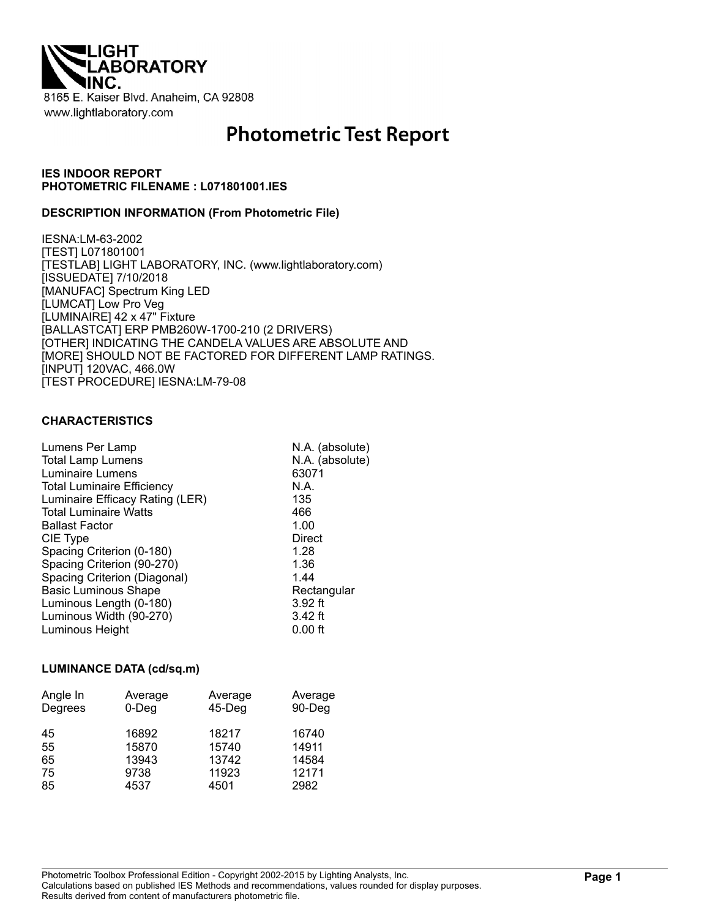LIGHT LABORATORY INC.

8165 E. Kaiser Blvd. Anaheim, CA 92808
www.lightlaboratory.com

# Photometric Test Report

**IES INDOOR REPORT**
**PHOTOMETRIC FILENAME : L071801001.IES**

**DESCRIPTION INFORMATION (From Photometric File)**

IESNA:LM-63-2002
[TEST] L071801001
[TESTLAB] LIGHT LABORATORY, INC. (www.lightlaboratory.com)
[ISSUEDATE] 7/10/2018
[MANUFAC] Spectrum King LED
[LUMCAT] Low Pro Veg
[LUMINAIRE] 42 x 47" Fixture
[BALLASTCAT] ERP PMB260W-1700-210 (2 DRIVERS)
[OTHER] INDICATING THE CANDELA VALUES ARE ABSOLUTE AND
[MORE] SHOULD NOT BE FACTORED FOR DIFFERENT LAMP RATINGS.
[INPUT] 120VAC, 466.0W
[TEST PROCEDURE] IESNA:LM-79-08

**CHARACTERISTICS**

| | |
|---|---|
| Lumens Per Lamp | N.A. (absolute) |
| Total Lamp Lumens | N.A. (absolute) |
| Luminaire Lumens | 63071 |
| Total Luminaire Efficiency | N.A. |
| Luminaire Efficacy Rating (LER) | 135 |
| Total Luminaire Watts | 466 |
| Ballast Factor | 1.00 |
| CIE Type | Direct |
| Spacing Criterion (0-180) | 1.28 |
| Spacing Criterion (90-270) | 1.36 |
| Spacing Criterion (Diagonal) | 1.44 |
| Basic Luminous Shape | Rectangular |
| Luminous Length (0-180) | 3.92 ft |
| Luminous Width (90-270) | 3.42 ft |
| Luminous Height | 0.00 ft |

**LUMINANCE DATA (cd/sq.m)**

| Angle In Degrees | Average 0-Deg | Average 45-Deg | Average 90-Deg |
|---|---|---|---|
| 45 | 16892 | 18217 | 16740 |
| 55 | 15870 | 15740 | 14911 |
| 65 | 13943 | 13742 | 14584 |
| 75 | 9738 | 11923 | 12171 |
| 85 | 4537 | 4501 | 2982 |

Photometric Toolbox Professional Edition - Copyright 2002-2015 by Lighting Analysts, Inc.
Calculations based on published IES Methods and recommendations, values rounded for display purposes.
Results derived from content of manufacturers photometric file.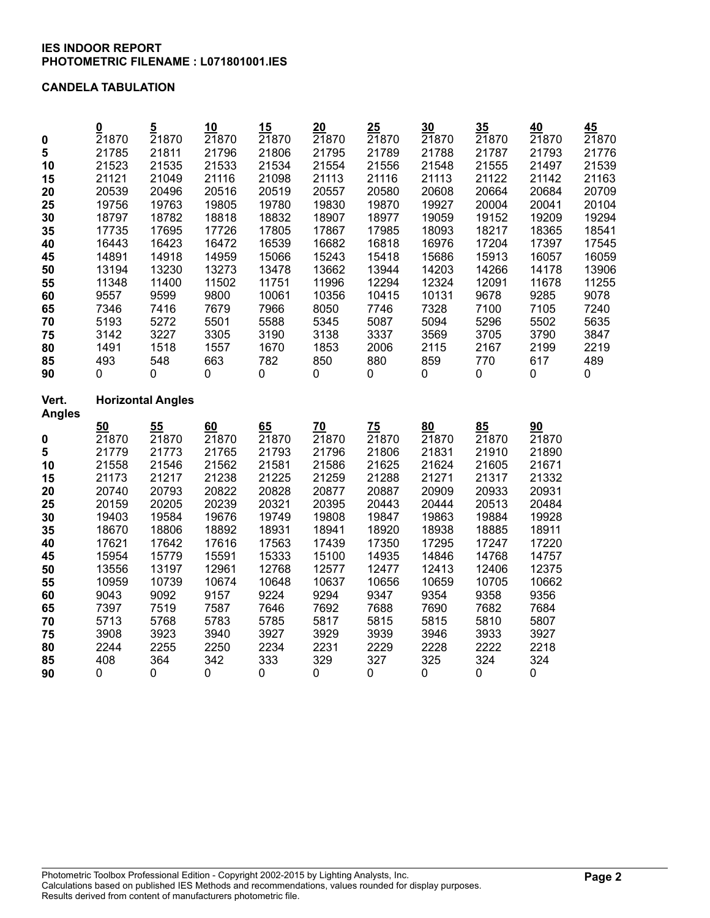**IES INDOOR REPORT**
**PHOTOMETRIC FILENAME : L071801001.IES**

**CANDELA TABULATION**

| | 0 | 5 | 10 | 15 | 20 | 25 | 30 | 35 | 40 | 45 |
|---|---|---|---|---|---|---|---|---|---|---|
| **0** | 21870 | 21870 | 21870 | 21870 | 21870 | 21870 | 21870 | 21870 | 21870 | 21870 |
| **5** | 21785 | 21811 | 21796 | 21806 | 21795 | 21789 | 21788 | 21787 | 21793 | 21776 |
| **10** | 21523 | 21535 | 21533 | 21534 | 21554 | 21556 | 21548 | 21555 | 21497 | 21539 |
| **15** | 21121 | 21049 | 21116 | 21098 | 21113 | 21116 | 21113 | 21122 | 21142 | 21163 |
| **20** | 20539 | 20496 | 20516 | 20519 | 20557 | 20580 | 20608 | 20664 | 20684 | 20709 |
| **25** | 19756 | 19763 | 19805 | 19780 | 19830 | 19870 | 19927 | 20004 | 20041 | 20104 |
| **30** | 18797 | 18782 | 18818 | 18832 | 18907 | 18977 | 19059 | 19152 | 19209 | 19294 |
| **35** | 17735 | 17695 | 17726 | 17805 | 17867 | 17985 | 18093 | 18217 | 18365 | 18541 |
| **40** | 16443 | 16423 | 16472 | 16539 | 16682 | 16818 | 16976 | 17204 | 17397 | 17545 |
| **45** | 14891 | 14918 | 14959 | 15066 | 15243 | 15418 | 15686 | 15913 | 16057 | 16059 |
| **50** | 13194 | 13230 | 13273 | 13478 | 13662 | 13944 | 14203 | 14266 | 14178 | 13906 |
| **55** | 11348 | 11400 | 11502 | 11751 | 11996 | 12294 | 12324 | 12091 | 11678 | 11255 |
| **60** | 9557 | 9599 | 9800 | 10061 | 10356 | 10415 | 10131 | 9678 | 9285 | 9078 |
| **65** | 7346 | 7416 | 7679 | 7966 | 8050 | 7746 | 7328 | 7100 | 7105 | 7240 |
| **70** | 5193 | 5272 | 5501 | 5588 | 5345 | 5087 | 5094 | 5296 | 5502 | 5635 |
| **75** | 3142 | 3227 | 3305 | 3190 | 3138 | 3337 | 3569 | 3705 | 3790 | 3847 |
| **80** | 1491 | 1518 | 1557 | 1670 | 1853 | 2006 | 2115 | 2167 | 2199 | 2219 |
| **85** | 493 | 548 | 663 | 782 | 850 | 880 | 859 | 770 | 617 | 489 |
| **90** | 0 | 0 | 0 | 0 | 0 | 0 | 0 | 0 | 0 | 0 |

**Vert. Angles** | **Horizontal Angles**

| | 50 | 55 | 60 | 65 | 70 | 75 | 80 | 85 | 90 |
|---|---|---|---|---|---|---|---|---|---|
| **0** | 21870 | 21870 | 21870 | 21870 | 21870 | 21870 | 21870 | 21870 | 21870 |
| **5** | 21779 | 21773 | 21765 | 21793 | 21796 | 21806 | 21831 | 21910 | 21890 |
| **10** | 21558 | 21546 | 21562 | 21581 | 21586 | 21625 | 21624 | 21605 | 21671 |
| **15** | 21173 | 21217 | 21238 | 21225 | 21259 | 21288 | 21271 | 21317 | 21332 |
| **20** | 20740 | 20793 | 20822 | 20828 | 20877 | 20887 | 20909 | 20933 | 20931 |
| **25** | 20159 | 20205 | 20239 | 20321 | 20395 | 20443 | 20444 | 20513 | 20484 |
| **30** | 19403 | 19584 | 19676 | 19749 | 19808 | 19847 | 19863 | 19884 | 19928 |
| **35** | 18670 | 18806 | 18892 | 18931 | 18941 | 18920 | 18938 | 18885 | 18911 |
| **40** | 17621 | 17642 | 17616 | 17563 | 17439 | 17350 | 17295 | 17247 | 17220 |
| **45** | 15954 | 15779 | 15591 | 15333 | 15100 | 14935 | 14846 | 14768 | 14757 |
| **50** | 13556 | 13197 | 12961 | 12768 | 12577 | 12477 | 12413 | 12406 | 12375 |
| **55** | 10959 | 10739 | 10674 | 10648 | 10637 | 10656 | 10659 | 10705 | 10662 |
| **60** | 9043 | 9092 | 9157 | 9224 | 9294 | 9347 | 9354 | 9358 | 9356 |
| **65** | 7397 | 7519 | 7587 | 7646 | 7692 | 7688 | 7690 | 7682 | 7684 |
| **70** | 5713 | 5768 | 5783 | 5785 | 5817 | 5815 | 5815 | 5810 | 5807 |
| **75** | 3908 | 3923 | 3940 | 3927 | 3929 | 3939 | 3946 | 3933 | 3927 |
| **80** | 2244 | 2255 | 2250 | 2234 | 2231 | 2229 | 2228 | 2222 | 2218 |
| **85** | 408 | 364 | 342 | 333 | 329 | 327 | 325 | 324 | 324 |
| **90** | 0 | 0 | 0 | 0 | 0 | 0 | 0 | 0 | 0 |

Photometric Toolbox Professional Edition - Copyright 2002-2015 by Lighting Analysts, Inc.
Calculations based on published IES Methods and recommendations, values rounded for display purposes.
Results derived from content of manufacturers photometric file.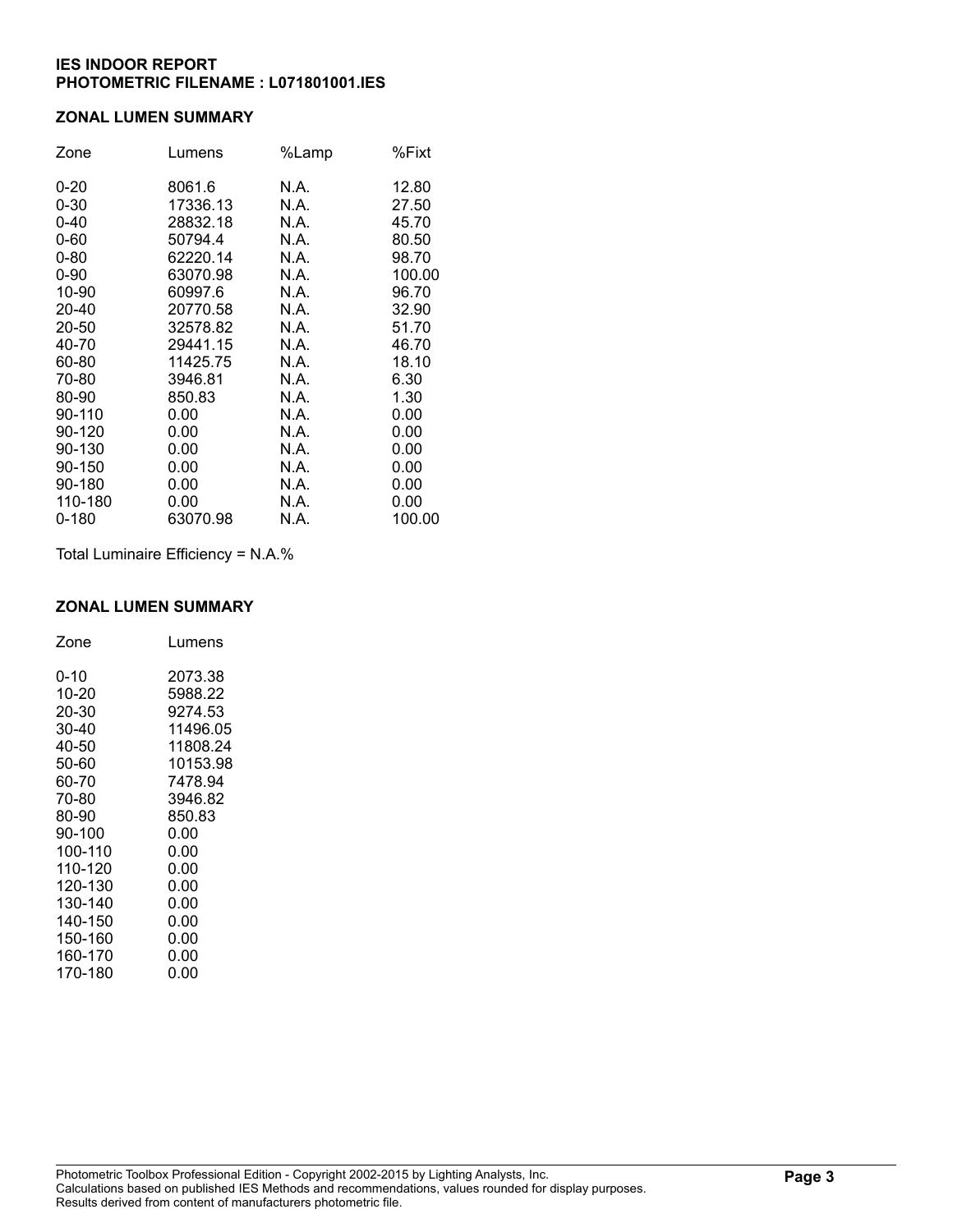**IES INDOOR REPORT**
**PHOTOMETRIC FILENAME : L071801001.IES**

## ZONAL LUMEN SUMMARY

| Zone | Lumens | %Lamp | %Fixt |
|---|---|---|---|
| 0-20 | 8061.6 | N.A. | 12.80 |
| 0-30 | 17336.13 | N.A. | 27.50 |
| 0-40 | 28832.18 | N.A. | 45.70 |
| 0-60 | 50794.4 | N.A. | 80.50 |
| 0-80 | 62220.14 | N.A. | 98.70 |
| 0-90 | 63070.98 | N.A. | 100.00 |
| 10-90 | 60997.6 | N.A. | 96.70 |
| 20-40 | 20770.58 | N.A. | 32.90 |
| 20-50 | 32578.82 | N.A. | 51.70 |
| 40-70 | 29441.15 | N.A. | 46.70 |
| 60-80 | 11425.75 | N.A. | 18.10 |
| 70-80 | 3946.81 | N.A. | 6.30 |
| 80-90 | 850.83 | N.A. | 1.30 |
| 90-110 | 0.00 | N.A. | 0.00 |
| 90-120 | 0.00 | N.A. | 0.00 |
| 90-130 | 0.00 | N.A. | 0.00 |
| 90-150 | 0.00 | N.A. | 0.00 |
| 90-180 | 0.00 | N.A. | 0.00 |
| 110-180 | 0.00 | N.A. | 0.00 |
| 0-180 | 63070.98 | N.A. | 100.00 |

Total Luminaire Efficiency = N.A.%

## ZONAL LUMEN SUMMARY

| Zone | Lumens |
|---|---|
| 0-10 | 2073.38 |
| 10-20 | 5988.22 |
| 20-30 | 9274.53 |
| 30-40 | 11496.05 |
| 40-50 | 11808.24 |
| 50-60 | 10153.98 |
| 60-70 | 7478.94 |
| 70-80 | 3946.82 |
| 80-90 | 850.83 |
| 90-100 | 0.00 |
| 100-110 | 0.00 |
| 110-120 | 0.00 |
| 120-130 | 0.00 |
| 130-140 | 0.00 |
| 140-150 | 0.00 |
| 150-160 | 0.00 |
| 160-170 | 0.00 |
| 170-180 | 0.00 |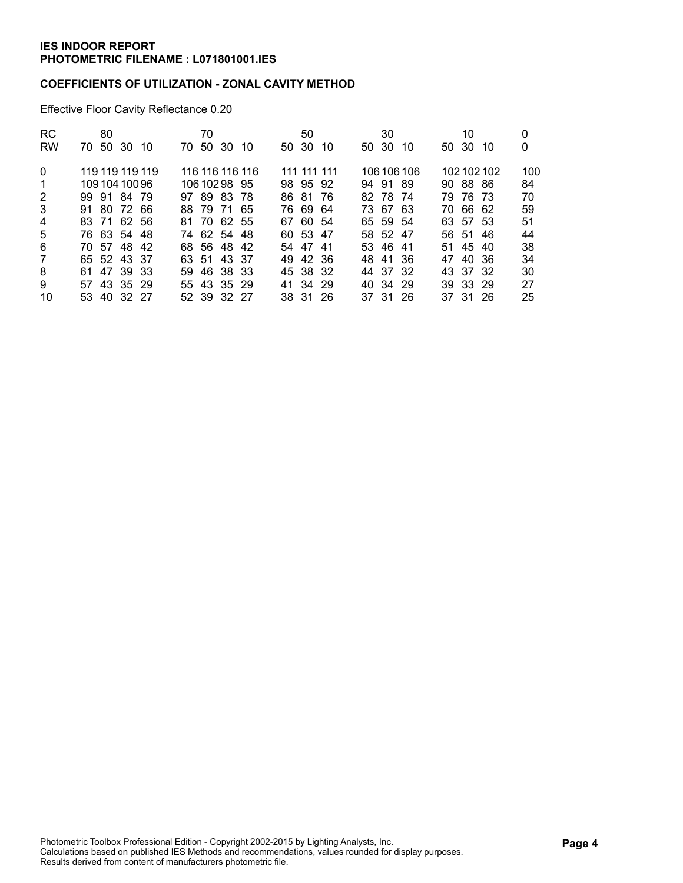**IES INDOOR REPORT**
**PHOTOMETRIC FILENAME : L071801001.IES**

**COEFFICIENTS OF UTILIZATION - ZONAL CAVITY METHOD**

Effective Floor Cavity Reflectance 0.20

| RC | 80 | | | | 70 | | | | 50 | | | 30 | | | 10 | | | 0 |
|---|---|---|---|---|---|---|---|---|---|---|---|---|---|---|---|---|---|---|
| RW | 70 | 50 | 30 | 10 | 70 | 50 | 30 | 10 | 50 | 30 | 10 | 50 | 30 | 10 | 50 | 30 | 10 | 0 |
| 0 | 119 | 119 | 119 | 119 | 116 | 116 | 116 | 116 | 111 | 111 | 111 | 106 | 106 | 106 | 102 | 102 | 102 | 100 |
| 1 | 109 | 104 | 100 | 96 | 106 | 102 | 98 | 95 | 98 | 95 | 92 | 94 | 91 | 89 | 90 | 88 | 86 | 84 |
| 2 | 99 | 91 | 84 | 79 | 97 | 89 | 83 | 78 | 86 | 81 | 76 | 82 | 78 | 74 | 79 | 76 | 73 | 70 |
| 3 | 91 | 80 | 72 | 66 | 88 | 79 | 71 | 65 | 76 | 69 | 64 | 73 | 67 | 63 | 70 | 66 | 62 | 59 |
| 4 | 83 | 71 | 62 | 56 | 81 | 70 | 62 | 55 | 67 | 60 | 54 | 65 | 59 | 54 | 63 | 57 | 53 | 51 |
| 5 | 76 | 63 | 54 | 48 | 74 | 62 | 54 | 48 | 60 | 53 | 47 | 58 | 52 | 47 | 56 | 51 | 46 | 44 |
| 6 | 70 | 57 | 48 | 42 | 68 | 56 | 48 | 42 | 54 | 47 | 41 | 53 | 46 | 41 | 51 | 45 | 40 | 38 |
| 7 | 65 | 52 | 43 | 37 | 63 | 51 | 43 | 37 | 49 | 42 | 36 | 48 | 41 | 36 | 47 | 40 | 36 | 34 |
| 8 | 61 | 47 | 39 | 33 | 59 | 46 | 38 | 33 | 45 | 38 | 32 | 44 | 37 | 32 | 43 | 37 | 32 | 30 |
| 9 | 57 | 43 | 35 | 29 | 55 | 43 | 35 | 29 | 41 | 34 | 29 | 40 | 34 | 29 | 39 | 33 | 29 | 27 |
| 10 | 53 | 40 | 32 | 27 | 52 | 39 | 32 | 27 | 38 | 31 | 26 | 37 | 31 | 26 | 37 | 31 | 26 | 25 |

Photometric Toolbox Professional Edition - Copyright 2002-2015 by Lighting Analysts, Inc.
Calculations based on published IES Methods and recommendations, values rounded for display purposes.
Results derived from content of manufacturers photometric file.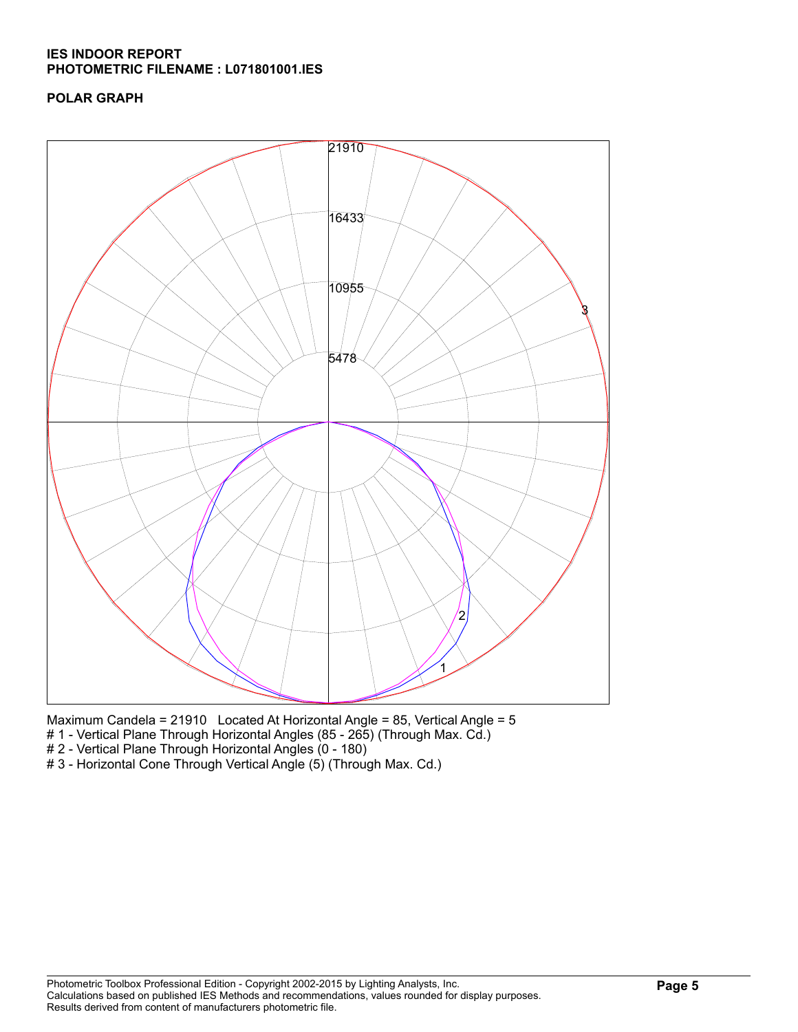**IES INDOOR REPORT**
**PHOTOMETRIC FILENAME : L071801001.IES**

**POLAR GRAPH**

21910
16433
10955
5478
3
2
1

Maximum Candela = 21910 Located At Horizontal Angle = 85, Vertical Angle = 5
# 1 - Vertical Plane Through Horizontal Angles (85 - 265) (Through Max. Cd.)
# 2 - Vertical Plane Through Horizontal Angles (0 - 180)
# 3 - Horizontal Cone Through Vertical Angle (5) (Through Max. Cd.)

Photometric Toolbox Professional Edition - Copyright 2002-2015 by Lighting Analysts, Inc.
Calculations based on published IES Methods and recommendations, values rounded for display purposes.
Results derived from content of manufacturers photometric file.